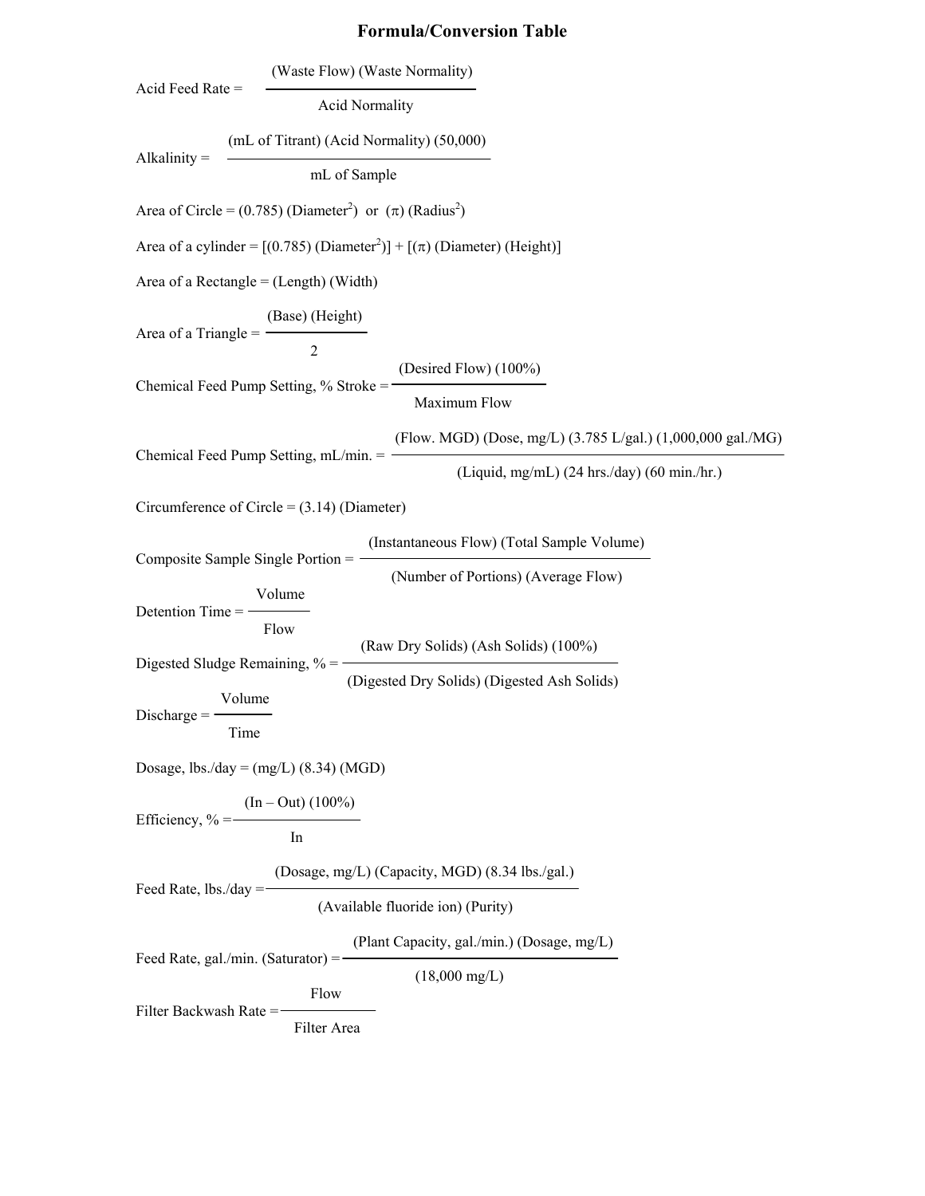# Formula/Conversion Table

$$\text{Acid Feed Rate} = \frac{\text{(Waste Flow) (Waste Normality)}}{\text{Acid Normality}}$$

$$\text{Alkalinity} = \frac{\text{(mL of Titrant) (Acid Normality) (50,000)}}{\text{mL of Sample}}$$

$$\text{Area of Circle} = (0.785)\,(\text{Diameter}^2) \text{ or } (\pi)\,(\text{Radius}^2)$$

$$\text{Area of a cylinder} = [(0.785)\,(\text{Diameter}^2)] + [(\pi)\,(\text{Diameter})\,(\text{Height})]$$

$$\text{Area of a Rectangle} = \text{(Length) (Width)}$$

$$\text{Area of a Triangle} = \frac{\text{(Base) (Height)}}{2}$$

$$\text{Chemical Feed Pump Setting, \% Stroke} = \frac{\text{(Desired Flow) (100\%)}}{\text{Maximum Flow}}$$

$$\text{Chemical Feed Pump Setting, mL/min.} = \frac{\text{(Flow. MGD) (Dose, mg/L) (3.785 L/gal.) (1,000,000 gal./MG)}}{\text{(Liquid, mg/mL) (24 hrs./day) (60 min./hr.)}}$$

$$\text{Circumference of Circle} = (3.14)\,\text{(Diameter)}$$

$$\text{Composite Sample Single Portion} = \frac{\text{(Instantaneous Flow) (Total Sample Volume)}}{\text{(Number of Portions) (Average Flow)}}$$

$$\text{Detention Time} = \frac{\text{Volume}}{\text{Flow}}$$

$$\text{Digested Sludge Remaining, \%} = \frac{\text{(Raw Dry Solids) (Ash Solids) (100\%)}}{\text{(Digested Dry Solids) (Digested Ash Solids)}}$$

$$\text{Discharge} = \frac{\text{Volume}}{\text{Time}}$$

$$\text{Dosage, lbs./day} = \text{(mg/L) (8.34) (MGD)}$$

$$\text{Efficiency, \%} = \frac{\text{(In – Out) (100\%)}}{\text{In}}$$

$$\text{Feed Rate, lbs./day} = \frac{\text{(Dosage, mg/L) (Capacity, MGD) (8.34 lbs./gal.)}}{\text{(Available fluoride ion) (Purity)}}$$

$$\text{Feed Rate, gal./min. (Saturator)} = \frac{\text{(Plant Capacity, gal./min.) (Dosage, mg/L)}}{\text{(18,000 mg/L)}}$$

$$\text{Filter Backwash Rate} = \frac{\text{Flow}}{\text{Filter Area}}$$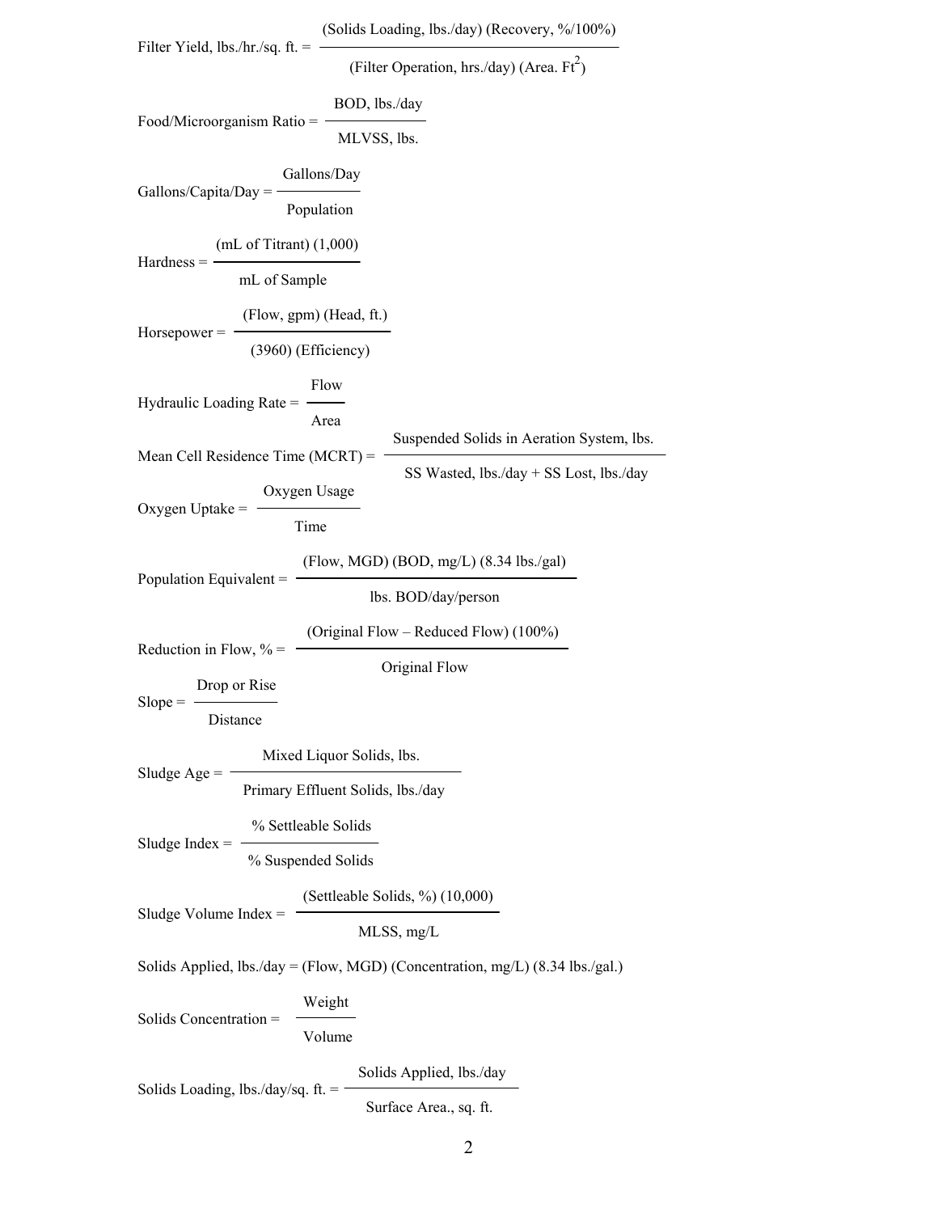$$\text{Filter Yield, lbs./hr./sq. ft.} = \frac{(\text{Solids Loading, lbs./day})(\text{Recovery, \%/100\%})}{(\text{Filter Operation, hrs./day})(\text{Area, Ft}^2)}$$

$$\text{Food/Microorganism Ratio} = \frac{\text{BOD, lbs./day}}{\text{MLVSS, lbs.}}$$

$$\text{Gallons/Capita/Day} = \frac{\text{Gallons/Day}}{\text{Population}}$$

$$\text{Hardness} = \frac{(\text{mL of Titrant})(1{,}000)}{\text{mL of Sample}}$$

$$\text{Horsepower} = \frac{(\text{Flow, gpm})(\text{Head, ft.})}{(3960)(\text{Efficiency})}$$

$$\text{Hydraulic Loading Rate} = \frac{\text{Flow}}{\text{Area}}$$

$$\text{Mean Cell Residence Time (MCRT)} = \frac{\text{Suspended Solids in Aeration System, lbs.}}{\text{SS Wasted, lbs./day} + \text{SS Lost, lbs./day}}$$

$$\text{Oxygen Uptake} = \frac{\text{Oxygen Usage}}{\text{Time}}$$

$$\text{Population Equivalent} = \frac{(\text{Flow, MGD})(\text{BOD, mg/L})(8.34\ \text{lbs./gal})}{\text{lbs. BOD/day/person}}$$

$$\text{Reduction in Flow, \%} = \frac{(\text{Original Flow} - \text{Reduced Flow})(100\%)}{\text{Original Flow}}$$

$$\text{Slope} = \frac{\text{Drop or Rise}}{\text{Distance}}$$

$$\text{Sludge Age} = \frac{\text{Mixed Liquor Solids, lbs.}}{\text{Primary Effluent Solids, lbs./day}}$$

$$\text{Sludge Index} = \frac{\text{\% Settleable Solids}}{\text{\% Suspended Solids}}$$

$$\text{Sludge Volume Index} = \frac{(\text{Settleable Solids, \%})(10{,}000)}{\text{MLSS, mg/L}}$$

$$\text{Solids Applied, lbs./day} = (\text{Flow, MGD})(\text{Concentration, mg/L})(8.34\ \text{lbs./gal.})$$

$$\text{Solids Concentration} = \frac{\text{Weight}}{\text{Volume}}$$

$$\text{Solids Loading, lbs./day/sq. ft.} = \frac{\text{Solids Applied, lbs./day}}{\text{Surface Area., sq. ft.}}$$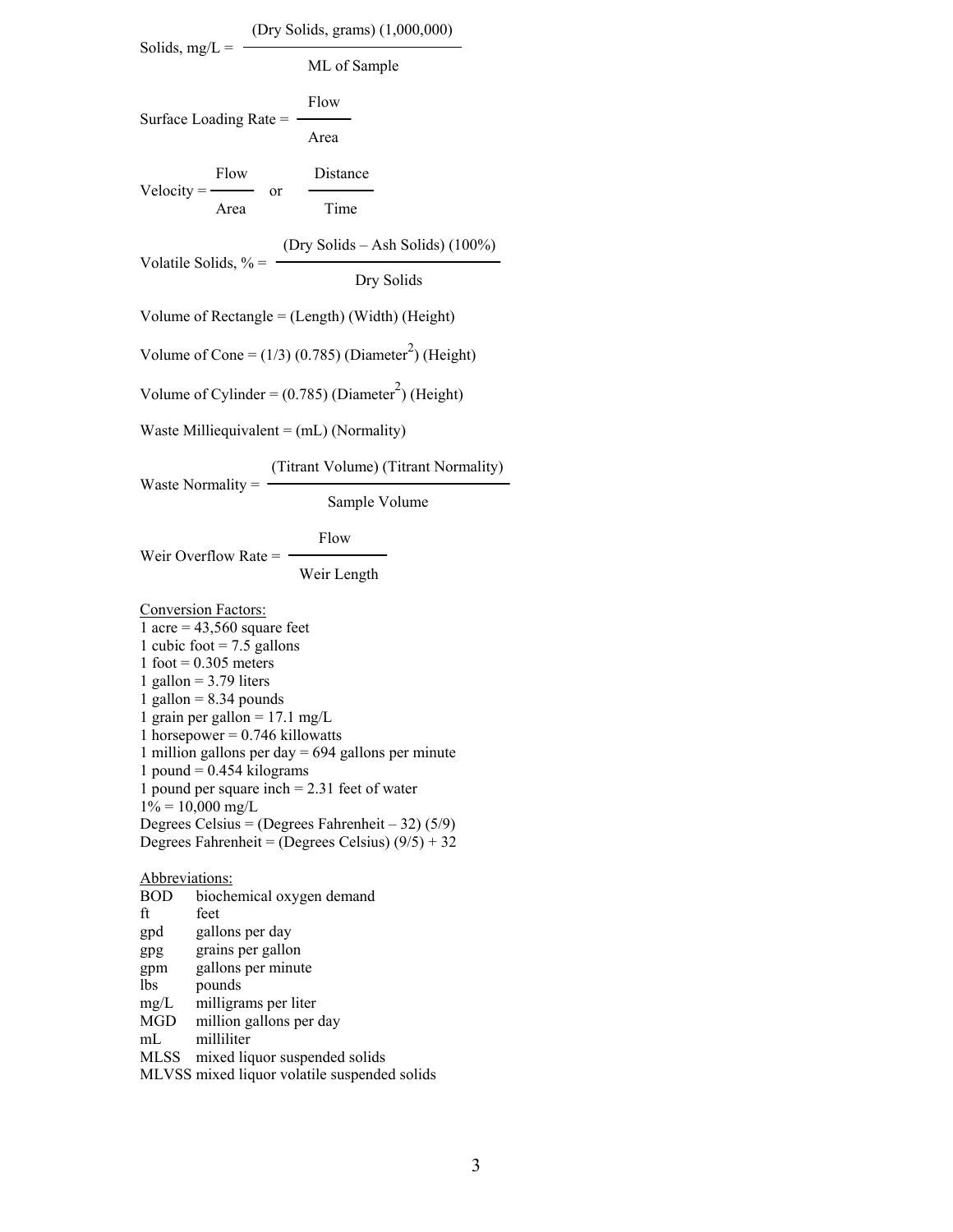$$\text{Solids, mg/L} = \frac{(\text{Dry Solids, grams})\ (1{,}000{,}000)}{\text{ML of Sample}}$$

$$\text{Surface Loading Rate} = \frac{\text{Flow}}{\text{Area}}$$

$$\text{Velocity} = \frac{\text{Flow}}{\text{Area}} \quad \text{or} \quad \frac{\text{Distance}}{\text{Time}}$$

$$\text{Volatile Solids, \%} = \frac{(\text{Dry Solids} - \text{Ash Solids})\ (100\%)}{\text{Dry Solids}}$$

Volume of Rectangle = (Length) (Width) (Height)

Volume of Cone = (1/3) (0.785) (Diameter$^2$) (Height)

Volume of Cylinder = (0.785) (Diameter$^2$) (Height)

Waste Milliequivalent = (mL) (Normality)

$$\text{Waste Normality} = \frac{(\text{Titrant Volume})\ (\text{Titrant Normality})}{\text{Sample Volume}}$$

$$\text{Weir Overflow Rate} = \frac{\text{Flow}}{\text{Weir Length}}$$

Conversion Factors:
1 acre = 43,560 square feet
1 cubic foot = 7.5 gallons
1 foot = 0.305 meters
1 gallon = 3.79 liters
1 gallon = 8.34 pounds
1 grain per gallon = 17.1 mg/L
1 horsepower = 0.746 killowatts
1 million gallons per day = 694 gallons per minute
1 pound = 0.454 kilograms
1 pound per square inch = 2.31 feet of water
1% = 10,000 mg/L
Degrees Celsius = (Degrees Fahrenheit – 32) (5/9)
Degrees Fahrenheit = (Degrees Celsius) (9/5) + 32

Abbreviations:
BOD biochemical oxygen demand
ft feet
gpd gallons per day
gpg grains per gallon
gpm gallons per minute
lbs pounds
mg/L milligrams per liter
MGD million gallons per day
mL milliliter
MLSS mixed liquor suspended solids
MLVSS mixed liquor volatile suspended solids